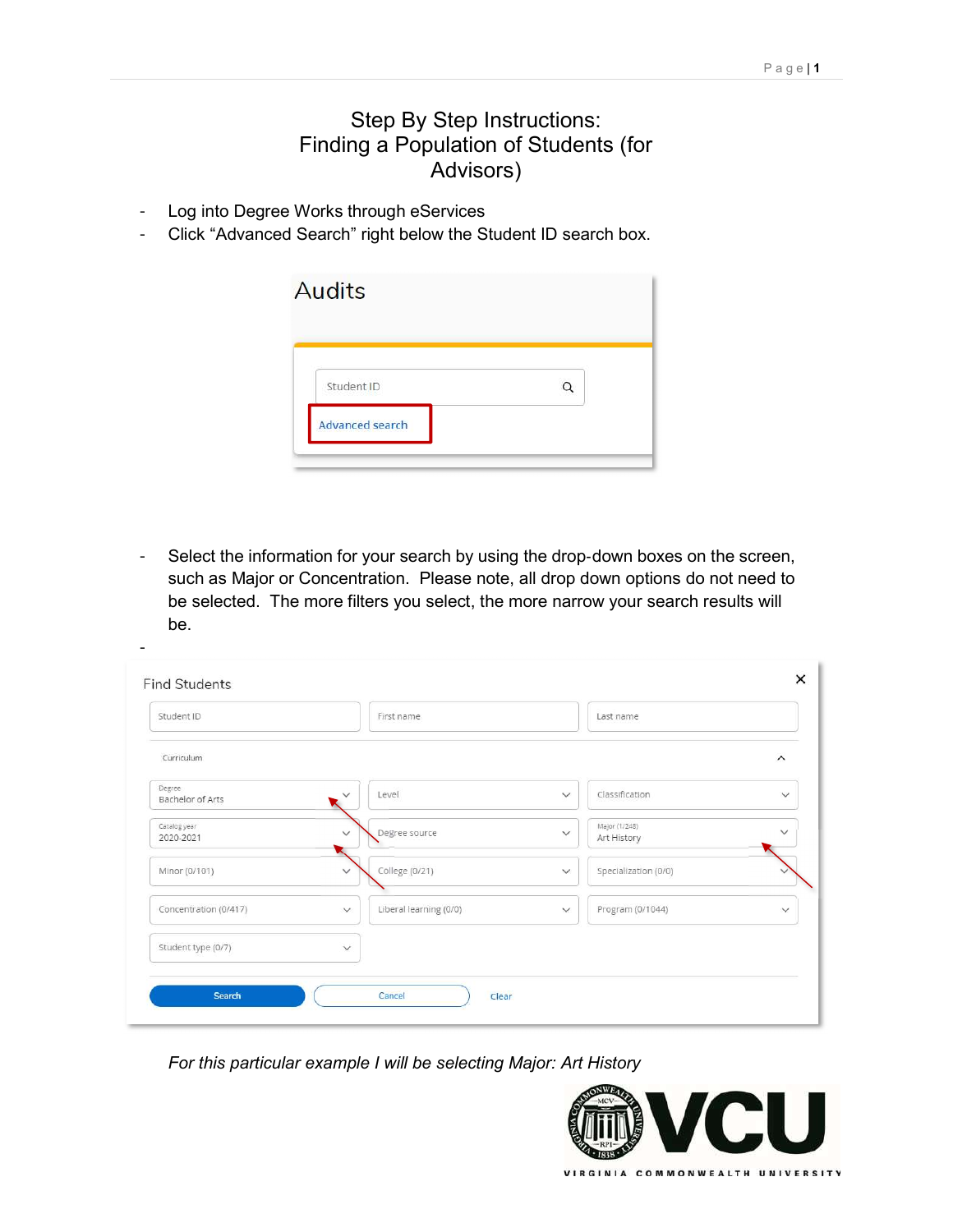# Step By Step Instructions: Finding a Population of Students (for Advisors)

- Log into Degree Works through eServices
- Click "Advanced Search" right below the Student ID search box.

- Select the information for your search by using the drop-down boxes on the screen, such as Major or Concentration. Please note, all drop down options do not need to be selected. The more filters you select, the more narrow your search results will be.
-

*For this particular example I will be selecting Major: Art History*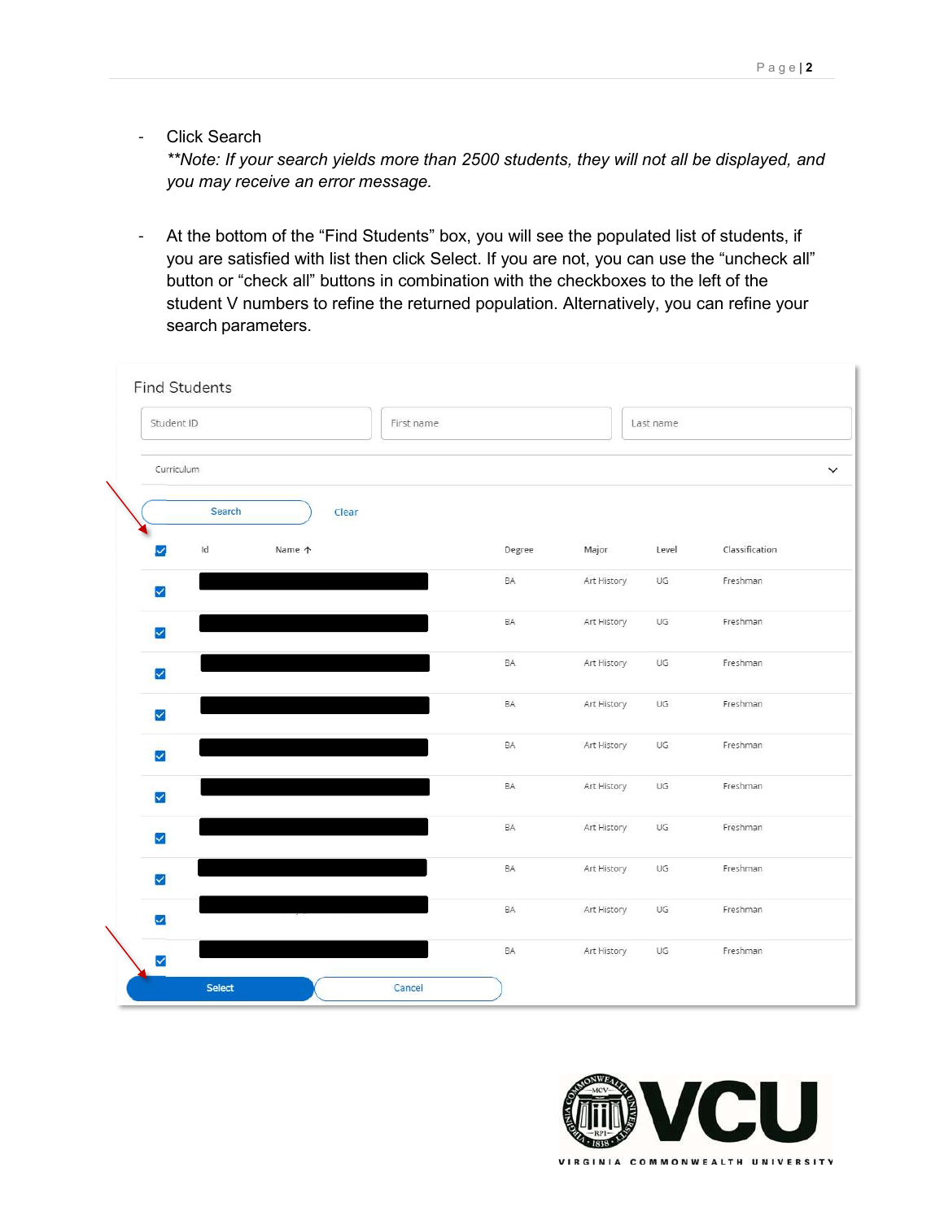- Click Search
  ***Note: If your search yields more than 2500 students, they will not all be displayed, and you may receive an error message.*

- At the bottom of the "Find Students" box, you will see the populated list of students, if you are satisfied with list then click Select. If you are not, you can use the "uncheck all" button or "check all" buttons in combination with the checkboxes to the left of the student V numbers to refine the returned population. Alternatively, you can refine your search parameters.

Find Students

Student ID | First name | Last name

Curriculum

Search Clear

| | Id | Name | Degree | Major | Level | Classification |
|---|---|---|---|---|---|---|
| ☑ | | | BA | Art History | UG | Freshman |
| ☑ | | | BA | Art History | UG | Freshman |
| ☑ | | | BA | Art History | UG | Freshman |
| ☑ | | | BA | Art History | UG | Freshman |
| ☑ | | | BA | Art History | UG | Freshman |
| ☑ | | | BA | Art History | UG | Freshman |
| ☑ | | | BA | Art History | UG | Freshman |
| ☑ | | | BA | Art History | UG | Freshman |
| ☑ | | | BA | Art History | UG | Freshman |
| ☑ | | | BA | Art History | UG | Freshman |

Select Cancel

VIRGINIA COMMONWEALTH UNIVERSITY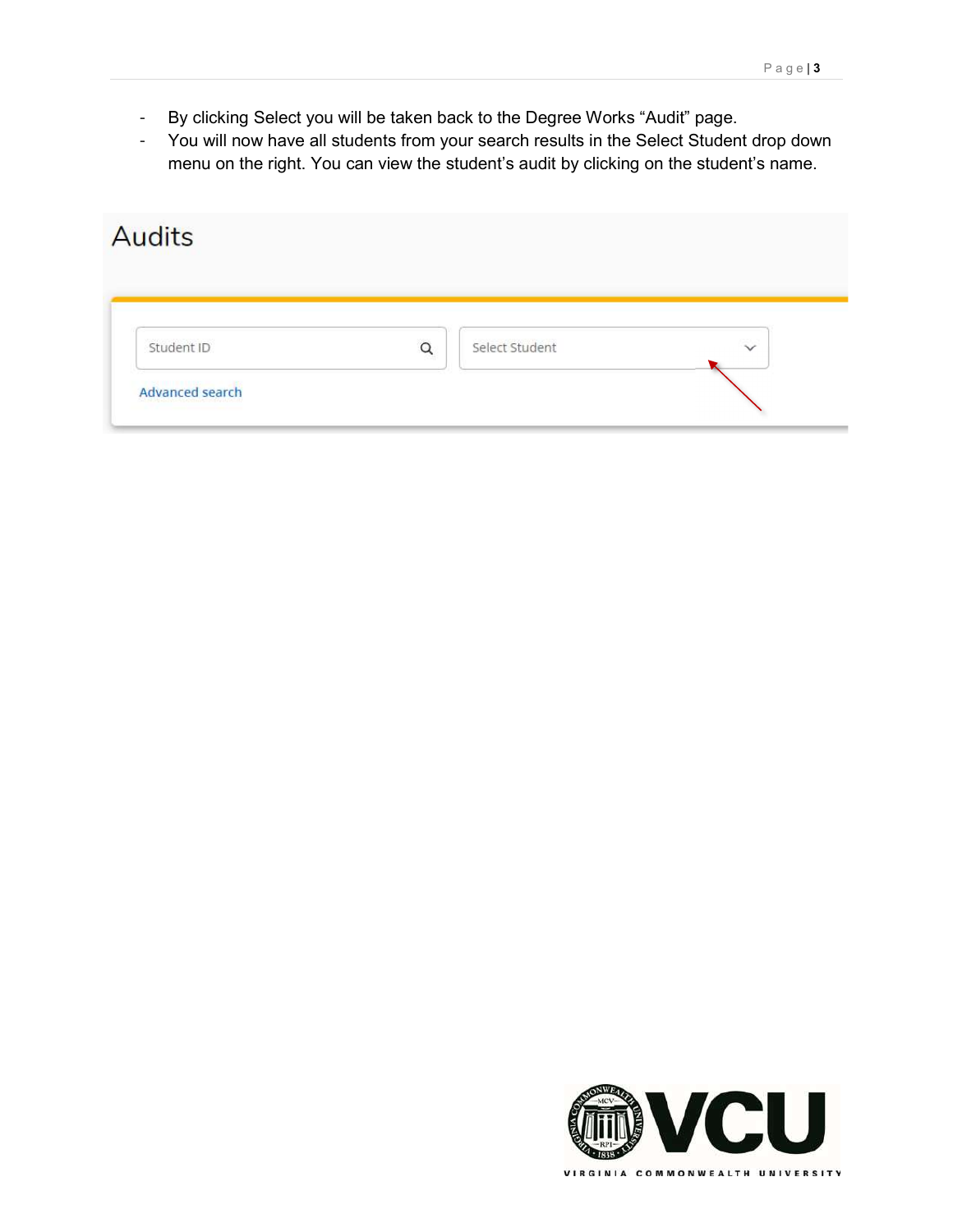- By clicking Select you will be taken back to the Degree Works "Audit" page.
- You will now have all students from your search results in the Select Student drop down menu on the right. You can view the student's audit by clicking on the student's name.